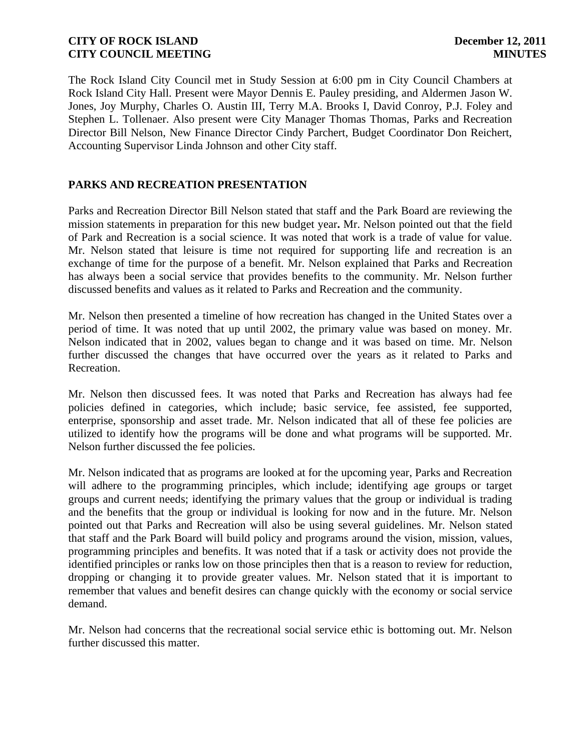The Rock Island City Council met in Study Session at 6:00 pm in City Council Chambers at Rock Island City Hall. Present were Mayor Dennis E. Pauley presiding, and Aldermen Jason W. Jones, Joy Murphy, Charles O. Austin III, Terry M.A. Brooks I, David Conroy, P.J. Foley and Stephen L. Tollenaer. Also present were City Manager Thomas Thomas, Parks and Recreation Director Bill Nelson, New Finance Director Cindy Parchert, Budget Coordinator Don Reichert, Accounting Supervisor Linda Johnson and other City staff.

## PARKS AND RECREATION PRESENTATION

Parks and Recreation Director Bill Nelson stated that staff and the Park Board are reviewing the mission statements in preparation for this new budget year**.** Mr. Nelson pointed out that the field of Park and Recreation is a social science. It was noted that work is a trade of value for value. Mr. Nelson stated that leisure is time not required for supporting life and recreation is an exchange of time for the purpose of a benefit. Mr. Nelson explained that Parks and Recreation has always been a social service that provides benefits to the community. Mr. Nelson further discussed benefits and values as it related to Parks and Recreation and the community.

Mr. Nelson then presented a timeline of how recreation has changed in the United States over a period of time. It was noted that up until 2002, the primary value was based on money. Mr. Nelson indicated that in 2002, values began to change and it was based on time. Mr. Nelson further discussed the changes that have occurred over the years as it related to Parks and Recreation.

Mr. Nelson then discussed fees. It was noted that Parks and Recreation has always had fee policies defined in categories, which include; basic service, fee assisted, fee supported, enterprise, sponsorship and asset trade. Mr. Nelson indicated that all of these fee policies are utilized to identify how the programs will be done and what programs will be supported. Mr. Nelson further discussed the fee policies.

Mr. Nelson indicated that as programs are looked at for the upcoming year, Parks and Recreation will adhere to the programming principles, which include; identifying age groups or target groups and current needs; identifying the primary values that the group or individual is trading and the benefits that the group or individual is looking for now and in the future. Mr. Nelson pointed out that Parks and Recreation will also be using several guidelines. Mr. Nelson stated that staff and the Park Board will build policy and programs around the vision, mission, values, programming principles and benefits. It was noted that if a task or activity does not provide the identified principles or ranks low on those principles then that is a reason to review for reduction, dropping or changing it to provide greater values. Mr. Nelson stated that it is important to remember that values and benefit desires can change quickly with the economy or social service demand.

Mr. Nelson had concerns that the recreational social service ethic is bottoming out. Mr. Nelson further discussed this matter.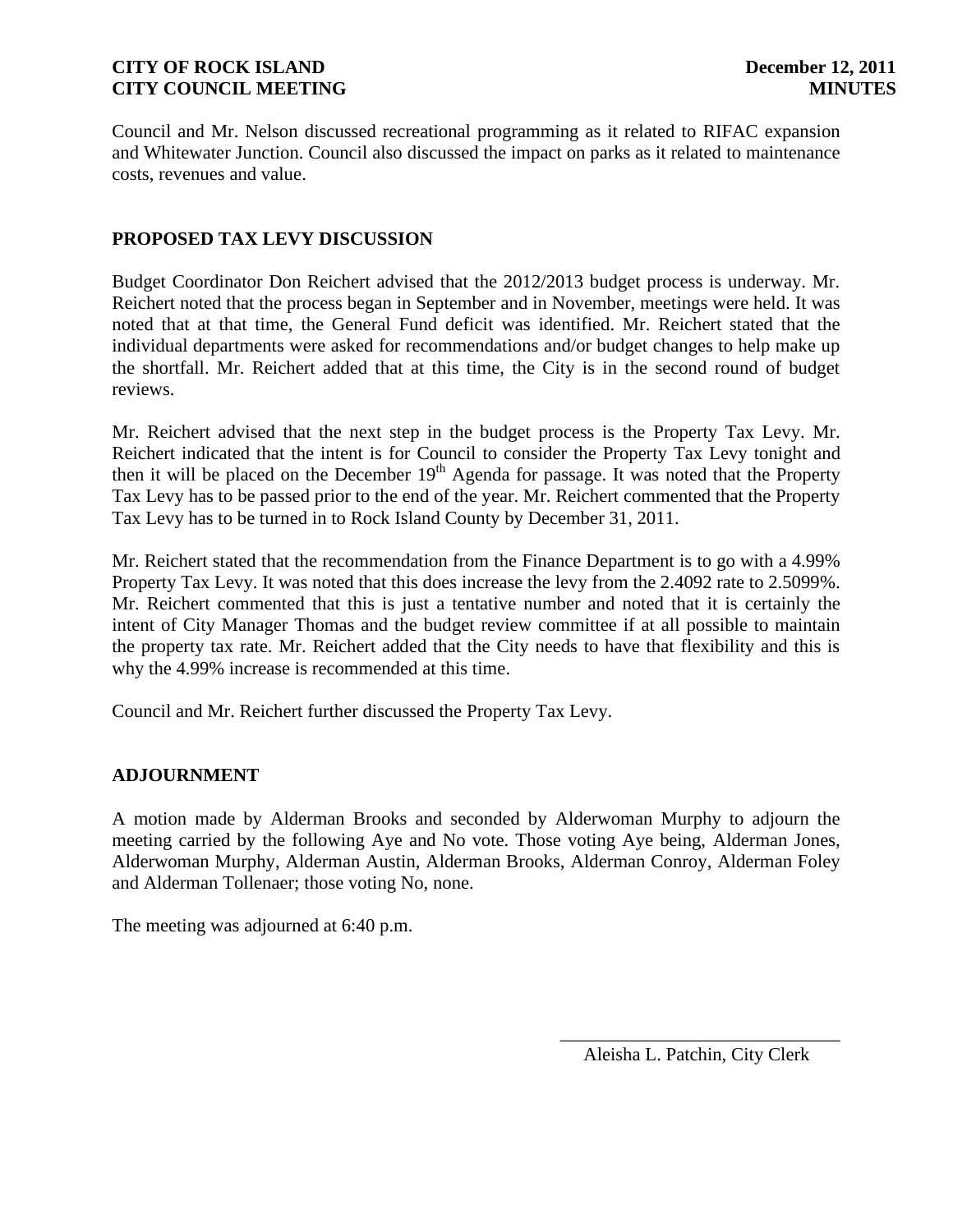Council and Mr. Nelson discussed recreational programming as it related to RIFAC expansion and Whitewater Junction. Council also discussed the impact on parks as it related to maintenance costs, revenues and value.

## PROPOSED TAX LEVY DISCUSSION

Budget Coordinator Don Reichert advised that the 2012/2013 budget process is underway. Mr. Reichert noted that the process began in September and in November, meetings were held. It was noted that at that time, the General Fund deficit was identified. Mr. Reichert stated that the individual departments were asked for recommendations and/or budget changes to help make up the shortfall. Mr. Reichert added that at this time, the City is in the second round of budget reviews.

Mr. Reichert advised that the next step in the budget process is the Property Tax Levy. Mr. Reichert indicated that the intent is for Council to consider the Property Tax Levy tonight and then it will be placed on the December 19th Agenda for passage. It was noted that the Property Tax Levy has to be passed prior to the end of the year. Mr. Reichert commented that the Property Tax Levy has to be turned in to Rock Island County by December 31, 2011.

Mr. Reichert stated that the recommendation from the Finance Department is to go with a 4.99% Property Tax Levy. It was noted that this does increase the levy from the 2.4092 rate to 2.5099%. Mr. Reichert commented that this is just a tentative number and noted that it is certainly the intent of City Manager Thomas and the budget review committee if at all possible to maintain the property tax rate. Mr. Reichert added that the City needs to have that flexibility and this is why the 4.99% increase is recommended at this time.

Council and Mr. Reichert further discussed the Property Tax Levy.

## ADJOURNMENT

A motion made by Alderman Brooks and seconded by Alderwoman Murphy to adjourn the meeting carried by the following Aye and No vote. Those voting Aye being, Alderman Jones, Alderwoman Murphy, Alderman Austin, Alderman Brooks, Alderman Conroy, Alderman Foley and Alderman Tollenaer; those voting No, none.

The meeting was adjourned at 6:40 p.m.

\_\_\_\_\_\_\_\_\_\_\_\_\_\_\_\_\_\_\_\_\_\_\_\_\_\_\_\_\_\_

Aleisha L. Patchin, City Clerk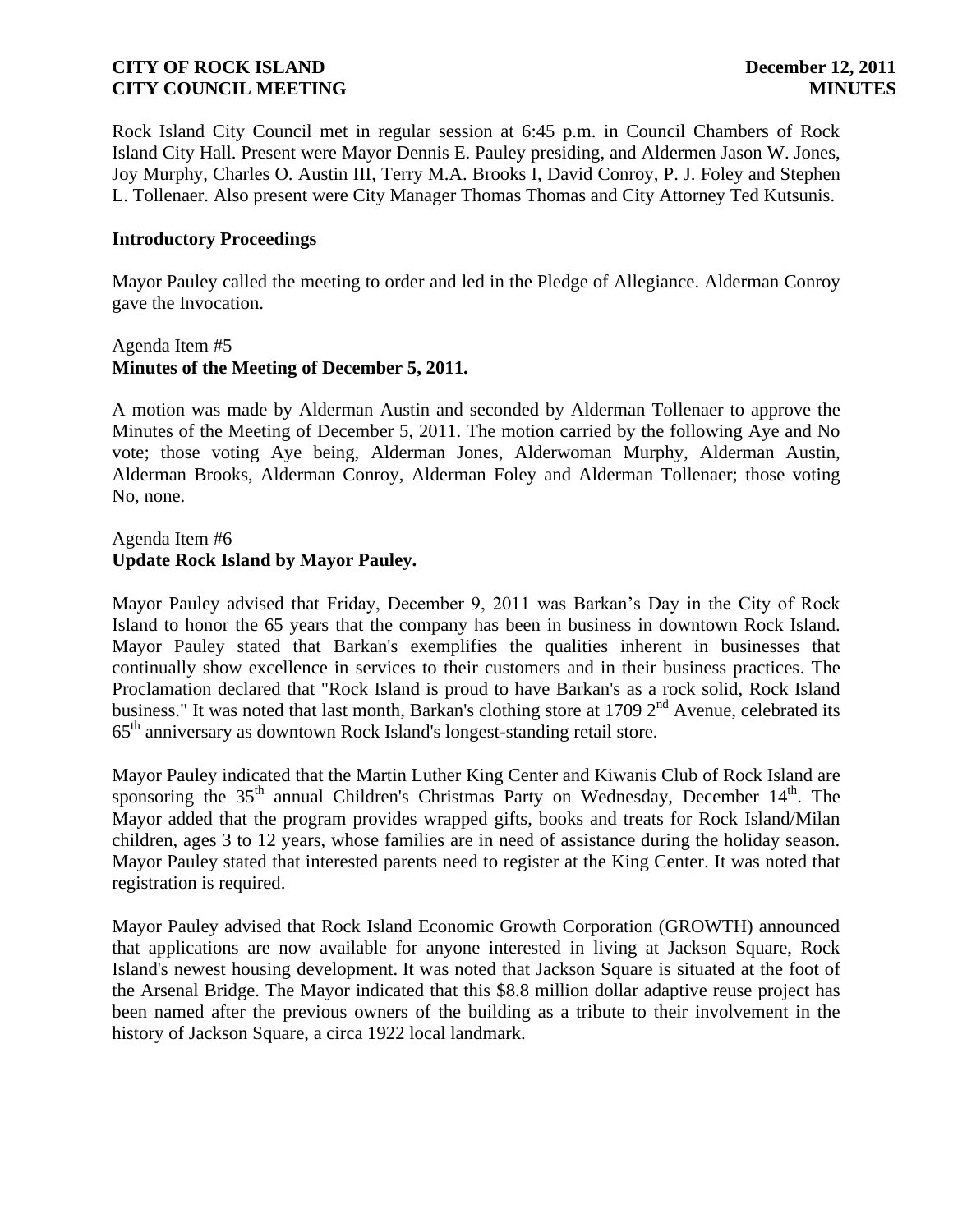Rock Island City Council met in regular session at 6:45 p.m. in Council Chambers of Rock Island City Hall. Present were Mayor Dennis E. Pauley presiding, and Aldermen Jason W. Jones, Joy Murphy, Charles O. Austin III, Terry M.A. Brooks I, David Conroy, P. J. Foley and Stephen L. Tollenaer. Also present were City Manager Thomas Thomas and City Attorney Ted Kutsunis.

**Introductory Proceedings**

Mayor Pauley called the meeting to order and led in the Pledge of Allegiance. Alderman Conroy gave the Invocation.

Agenda Item #5
**Minutes of the Meeting of December 5, 2011.**

A motion was made by Alderman Austin and seconded by Alderman Tollenaer to approve the Minutes of the Meeting of December 5, 2011. The motion carried by the following Aye and No vote; those voting Aye being, Alderman Jones, Alderwoman Murphy, Alderman Austin, Alderman Brooks, Alderman Conroy, Alderman Foley and Alderman Tollenaer; those voting No, none.

Agenda Item #6
**Update Rock Island by Mayor Pauley.**

Mayor Pauley advised that Friday, December 9, 2011 was Barkan's Day in the City of Rock Island to honor the 65 years that the company has been in business in downtown Rock Island. Mayor Pauley stated that Barkan's exemplifies the qualities inherent in businesses that continually show excellence in services to their customers and in their business practices. The Proclamation declared that "Rock Island is proud to have Barkan's as a rock solid, Rock Island business." It was noted that last month, Barkan's clothing store at 1709 2nd Avenue, celebrated its 65th anniversary as downtown Rock Island's longest-standing retail store.

Mayor Pauley indicated that the Martin Luther King Center and Kiwanis Club of Rock Island are sponsoring the 35th annual Children's Christmas Party on Wednesday, December 14th. The Mayor added that the program provides wrapped gifts, books and treats for Rock Island/Milan children, ages 3 to 12 years, whose families are in need of assistance during the holiday season. Mayor Pauley stated that interested parents need to register at the King Center. It was noted that registration is required.

Mayor Pauley advised that Rock Island Economic Growth Corporation (GROWTH) announced that applications are now available for anyone interested in living at Jackson Square, Rock Island's newest housing development. It was noted that Jackson Square is situated at the foot of the Arsenal Bridge. The Mayor indicated that this $8.8 million dollar adaptive reuse project has been named after the previous owners of the building as a tribute to their involvement in the history of Jackson Square, a circa 1922 local landmark.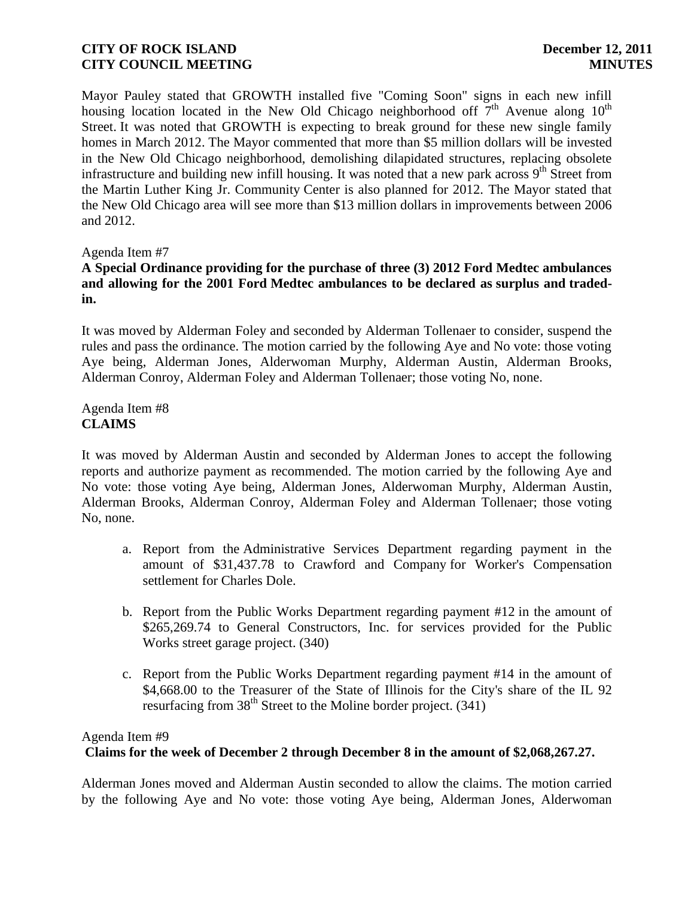Mayor Pauley stated that GROWTH installed five "Coming Soon" signs in each new infill housing location located in the New Old Chicago neighborhood off 7th Avenue along 10th Street. It was noted that GROWTH is expecting to break ground for these new single family homes in March 2012. The Mayor commented that more than $5 million dollars will be invested in the New Old Chicago neighborhood, demolishing dilapidated structures, replacing obsolete infrastructure and building new infill housing. It was noted that a new park across 9th Street from the Martin Luther King Jr. Community Center is also planned for 2012. The Mayor stated that the New Old Chicago area will see more than $13 million dollars in improvements between 2006 and 2012.

Agenda Item #7
**A Special Ordinance providing for the purchase of three (3) 2012 Ford Medtec ambulances and allowing for the 2001 Ford Medtec ambulances to be declared as surplus and traded-in.**

It was moved by Alderman Foley and seconded by Alderman Tollenaer to consider, suspend the rules and pass the ordinance. The motion carried by the following Aye and No vote: those voting Aye being, Alderman Jones, Alderwoman Murphy, Alderman Austin, Alderman Brooks, Alderman Conroy, Alderman Foley and Alderman Tollenaer; those voting No, none.

Agenda Item #8
**CLAIMS**

It was moved by Alderman Austin and seconded by Alderman Jones to accept the following reports and authorize payment as recommended. The motion carried by the following Aye and No vote: those voting Aye being, Alderman Jones, Alderwoman Murphy, Alderman Austin, Alderman Brooks, Alderman Conroy, Alderman Foley and Alderman Tollenaer; those voting No, none.

a. Report from the Administrative Services Department regarding payment in the amount of $31,437.78 to Crawford and Company for Worker's Compensation settlement for Charles Dole.

b. Report from the Public Works Department regarding payment #12 in the amount of $265,269.74 to General Constructors, Inc. for services provided for the Public Works street garage project. (340)

c. Report from the Public Works Department regarding payment #14 in the amount of $4,668.00 to the Treasurer of the State of Illinois for the City's share of the IL 92 resurfacing from 38th Street to the Moline border project. (341)

Agenda Item #9
**Claims for the week of December 2 through December 8 in the amount of $2,068,267.27.**

Alderman Jones moved and Alderman Austin seconded to allow the claims. The motion carried by the following Aye and No vote: those voting Aye being, Alderman Jones, Alderwoman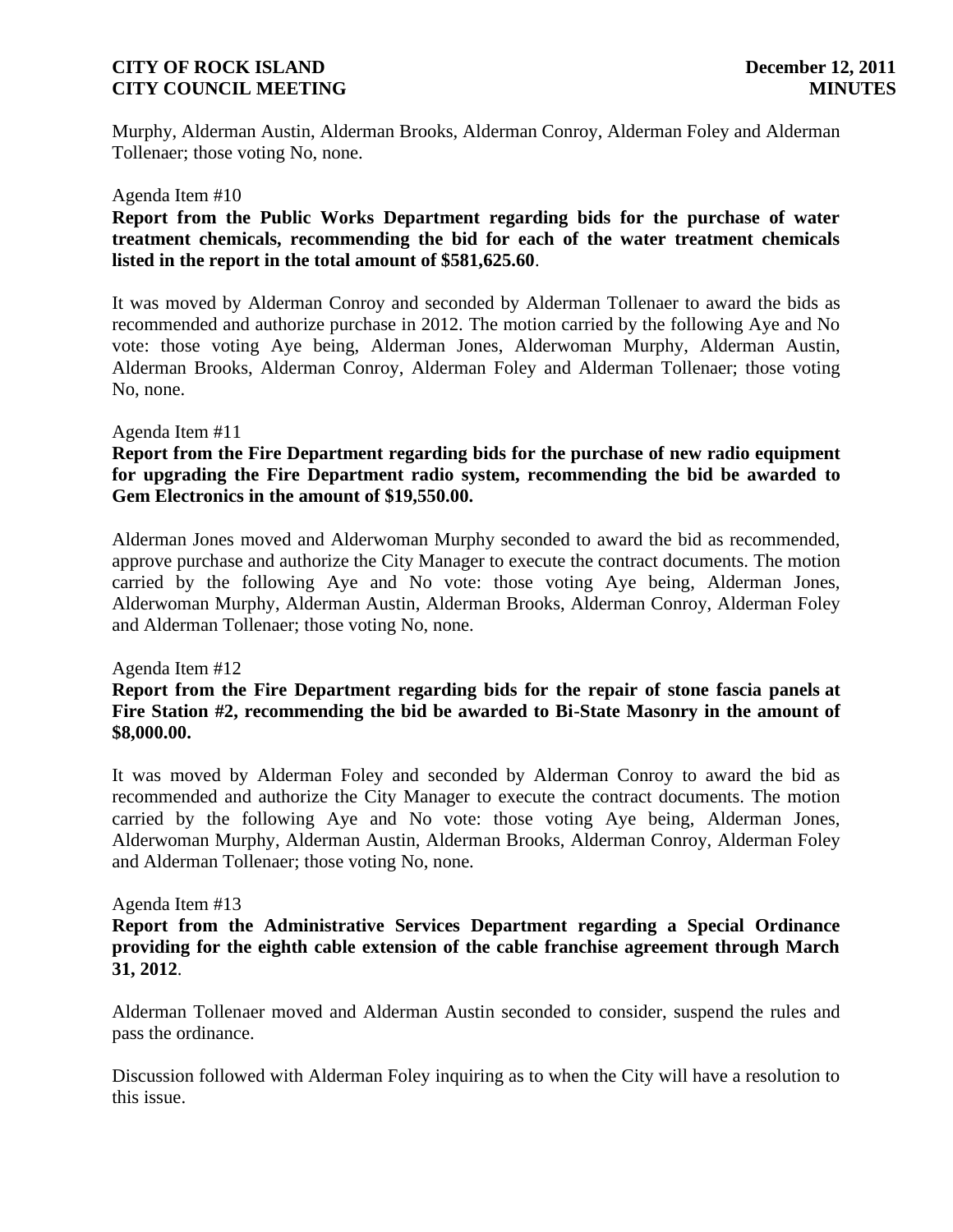Murphy, Alderman Austin, Alderman Brooks, Alderman Conroy, Alderman Foley and Alderman Tollenaer; those voting No, none.

Agenda Item #10

**Report from the Public Works Department regarding bids for the purchase of water treatment chemicals, recommending the bid for each of the water treatment chemicals listed in the report in the total amount of $581,625.60**.

It was moved by Alderman Conroy and seconded by Alderman Tollenaer to award the bids as recommended and authorize purchase in 2012. The motion carried by the following Aye and No vote: those voting Aye being, Alderman Jones, Alderwoman Murphy, Alderman Austin, Alderman Brooks, Alderman Conroy, Alderman Foley and Alderman Tollenaer; those voting No, none.

Agenda Item #11

**Report from the Fire Department regarding bids for the purchase of new radio equipment for upgrading the Fire Department radio system, recommending the bid be awarded to Gem Electronics in the amount of $19,550.00.**

Alderman Jones moved and Alderwoman Murphy seconded to award the bid as recommended, approve purchase and authorize the City Manager to execute the contract documents. The motion carried by the following Aye and No vote: those voting Aye being, Alderman Jones, Alderwoman Murphy, Alderman Austin, Alderman Brooks, Alderman Conroy, Alderman Foley and Alderman Tollenaer; those voting No, none.

Agenda Item #12

**Report from the Fire Department regarding bids for the repair of stone fascia panels at Fire Station #2, recommending the bid be awarded to Bi-State Masonry in the amount of $8,000.00.**

It was moved by Alderman Foley and seconded by Alderman Conroy to award the bid as recommended and authorize the City Manager to execute the contract documents. The motion carried by the following Aye and No vote: those voting Aye being, Alderman Jones, Alderwoman Murphy, Alderman Austin, Alderman Brooks, Alderman Conroy, Alderman Foley and Alderman Tollenaer; those voting No, none.

Agenda Item #13

**Report from the Administrative Services Department regarding a Special Ordinance providing for the eighth cable extension of the cable franchise agreement through March 31, 2012**.

Alderman Tollenaer moved and Alderman Austin seconded to consider, suspend the rules and pass the ordinance.

Discussion followed with Alderman Foley inquiring as to when the City will have a resolution to this issue.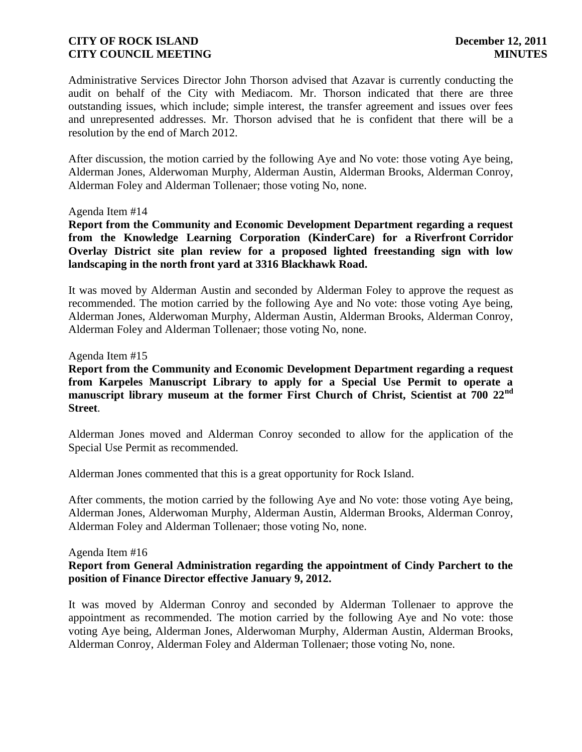Administrative Services Director John Thorson advised that Azavar is currently conducting the audit on behalf of the City with Mediacom. Mr. Thorson indicated that there are three outstanding issues, which include; simple interest, the transfer agreement and issues over fees and unrepresented addresses. Mr. Thorson advised that he is confident that there will be a resolution by the end of March 2012.

After discussion, the motion carried by the following Aye and No vote: those voting Aye being, Alderman Jones, Alderwoman Murphy, Alderman Austin, Alderman Brooks, Alderman Conroy, Alderman Foley and Alderman Tollenaer; those voting No, none.

Agenda Item #14

**Report from the Community and Economic Development Department regarding a request from the Knowledge Learning Corporation (KinderCare) for a Riverfront Corridor Overlay District site plan review for a proposed lighted freestanding sign with low landscaping in the north front yard at 3316 Blackhawk Road.**

It was moved by Alderman Austin and seconded by Alderman Foley to approve the request as recommended. The motion carried by the following Aye and No vote: those voting Aye being, Alderman Jones, Alderwoman Murphy, Alderman Austin, Alderman Brooks, Alderman Conroy, Alderman Foley and Alderman Tollenaer; those voting No, none.

Agenda Item #15

**Report from the Community and Economic Development Department regarding a request from Karpeles Manuscript Library to apply for a Special Use Permit to operate a manuscript library museum at the former First Church of Christ, Scientist at 700 22nd Street.**

Alderman Jones moved and Alderman Conroy seconded to allow for the application of the Special Use Permit as recommended.

Alderman Jones commented that this is a great opportunity for Rock Island.

After comments, the motion carried by the following Aye and No vote: those voting Aye being, Alderman Jones, Alderwoman Murphy, Alderman Austin, Alderman Brooks, Alderman Conroy, Alderman Foley and Alderman Tollenaer; those voting No, none.

Agenda Item #16

**Report from General Administration regarding the appointment of Cindy Parchert to the position of Finance Director effective January 9, 2012.**

It was moved by Alderman Conroy and seconded by Alderman Tollenaer to approve the appointment as recommended. The motion carried by the following Aye and No vote: those voting Aye being, Alderman Jones, Alderwoman Murphy, Alderman Austin, Alderman Brooks, Alderman Conroy, Alderman Foley and Alderman Tollenaer; those voting No, none.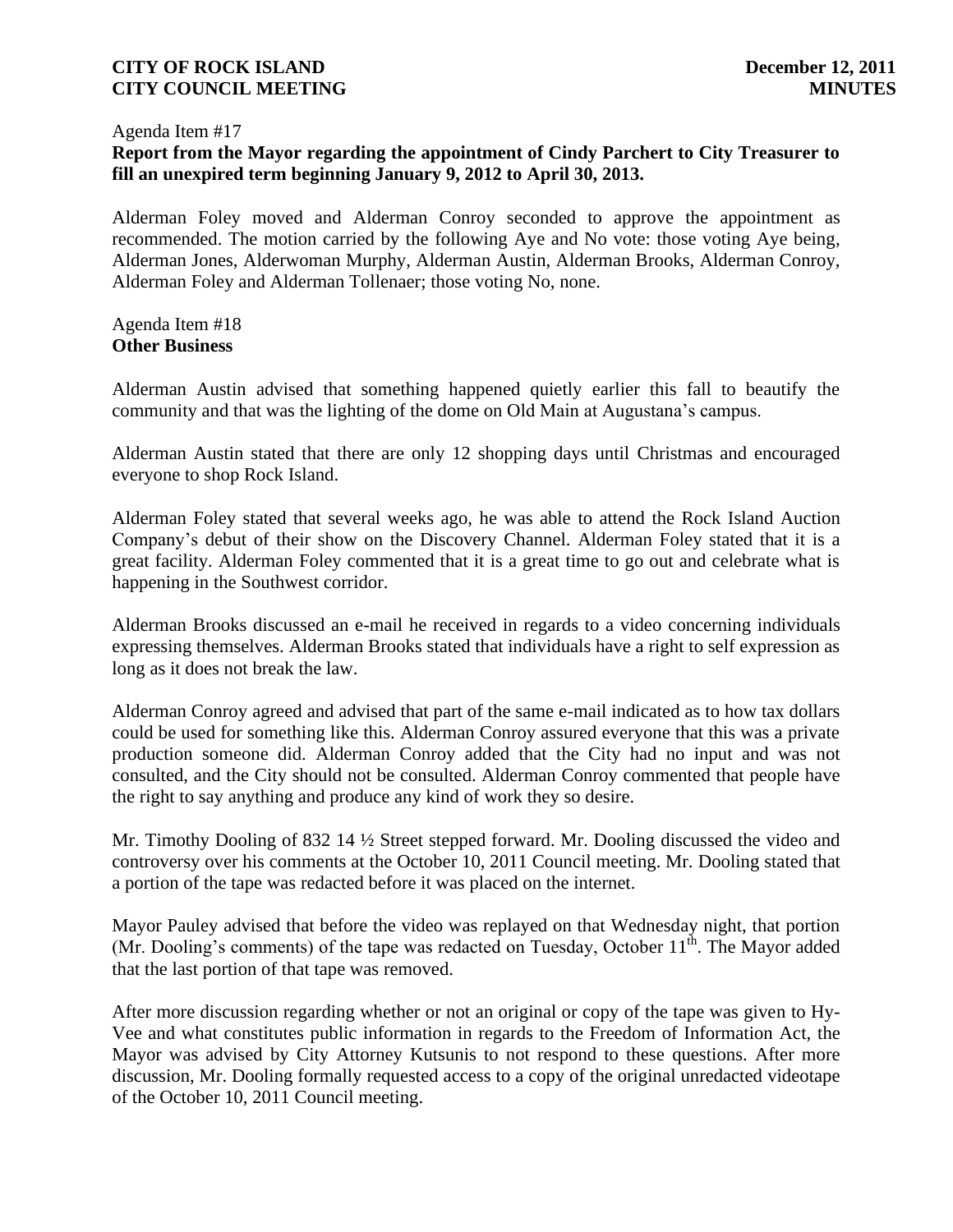Agenda Item #17

**Report from the Mayor regarding the appointment of Cindy Parchert to City Treasurer to fill an unexpired term beginning January 9, 2012 to April 30, 2013.**

Alderman Foley moved and Alderman Conroy seconded to approve the appointment as recommended. The motion carried by the following Aye and No vote: those voting Aye being, Alderman Jones, Alderwoman Murphy, Alderman Austin, Alderman Brooks, Alderman Conroy, Alderman Foley and Alderman Tollenaer; those voting No, none.

Agenda Item #18

**Other Business**

Alderman Austin advised that something happened quietly earlier this fall to beautify the community and that was the lighting of the dome on Old Main at Augustana's campus.

Alderman Austin stated that there are only 12 shopping days until Christmas and encouraged everyone to shop Rock Island.

Alderman Foley stated that several weeks ago, he was able to attend the Rock Island Auction Company's debut of their show on the Discovery Channel. Alderman Foley stated that it is a great facility. Alderman Foley commented that it is a great time to go out and celebrate what is happening in the Southwest corridor.

Alderman Brooks discussed an e-mail he received in regards to a video concerning individuals expressing themselves. Alderman Brooks stated that individuals have a right to self expression as long as it does not break the law.

Alderman Conroy agreed and advised that part of the same e-mail indicated as to how tax dollars could be used for something like this. Alderman Conroy assured everyone that this was a private production someone did. Alderman Conroy added that the City had no input and was not consulted, and the City should not be consulted. Alderman Conroy commented that people have the right to say anything and produce any kind of work they so desire.

Mr. Timothy Dooling of 832 14 ½ Street stepped forward. Mr. Dooling discussed the video and controversy over his comments at the October 10, 2011 Council meeting. Mr. Dooling stated that a portion of the tape was redacted before it was placed on the internet.

Mayor Pauley advised that before the video was replayed on that Wednesday night, that portion (Mr. Dooling's comments) of the tape was redacted on Tuesday, October 11th. The Mayor added that the last portion of that tape was removed.

After more discussion regarding whether or not an original or copy of the tape was given to Hy-Vee and what constitutes public information in regards to the Freedom of Information Act, the Mayor was advised by City Attorney Kutsunis to not respond to these questions. After more discussion, Mr. Dooling formally requested access to a copy of the original unredacted videotape of the October 10, 2011 Council meeting.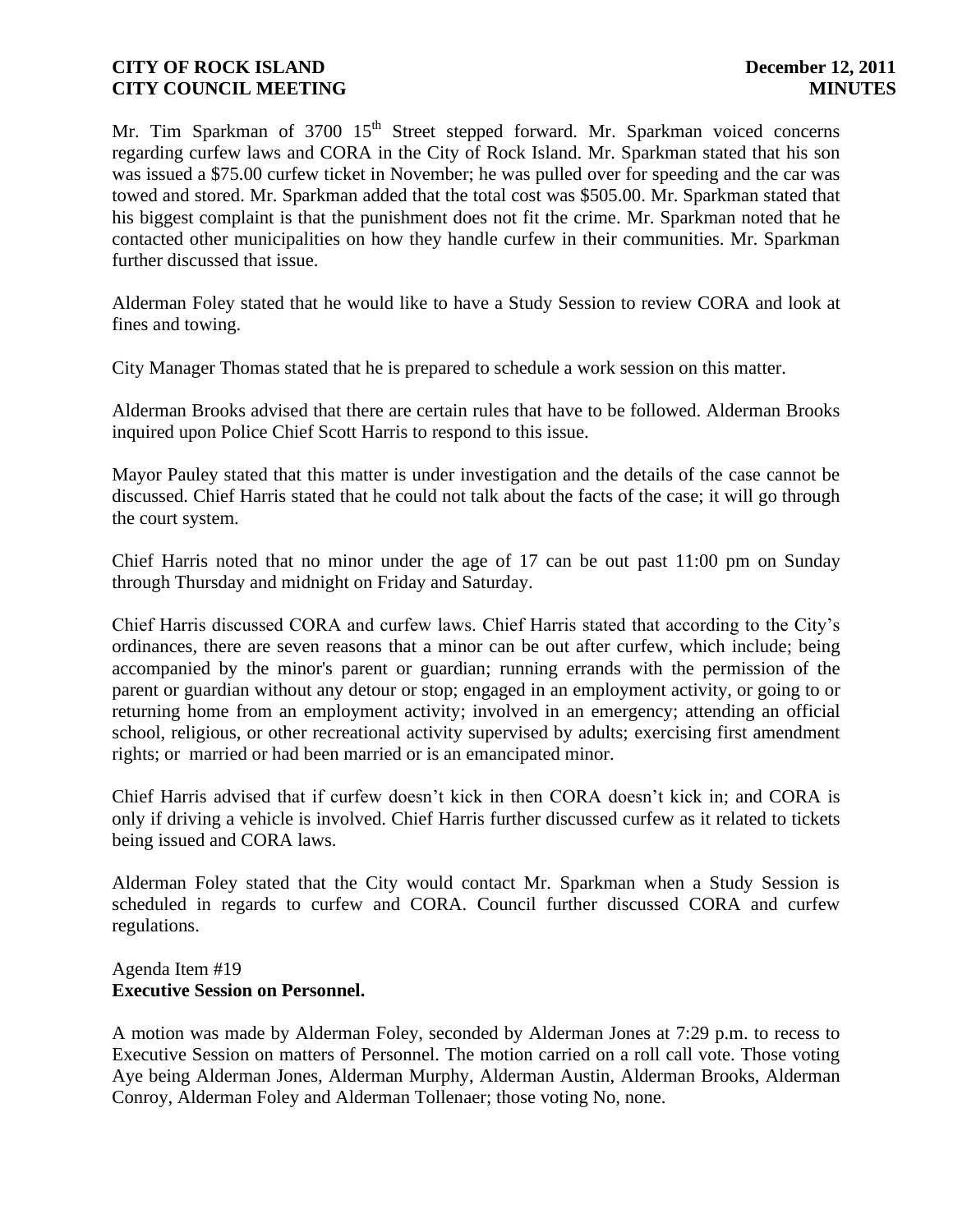Mr. Tim Sparkman of 3700 15th Street stepped forward. Mr. Sparkman voiced concerns regarding curfew laws and CORA in the City of Rock Island. Mr. Sparkman stated that his son was issued a $75.00 curfew ticket in November; he was pulled over for speeding and the car was towed and stored. Mr. Sparkman added that the total cost was $505.00. Mr. Sparkman stated that his biggest complaint is that the punishment does not fit the crime. Mr. Sparkman noted that he contacted other municipalities on how they handle curfew in their communities. Mr. Sparkman further discussed that issue.

Alderman Foley stated that he would like to have a Study Session to review CORA and look at fines and towing.

City Manager Thomas stated that he is prepared to schedule a work session on this matter.

Alderman Brooks advised that there are certain rules that have to be followed. Alderman Brooks inquired upon Police Chief Scott Harris to respond to this issue.

Mayor Pauley stated that this matter is under investigation and the details of the case cannot be discussed. Chief Harris stated that he could not talk about the facts of the case; it will go through the court system.

Chief Harris noted that no minor under the age of 17 can be out past 11:00 pm on Sunday through Thursday and midnight on Friday and Saturday.

Chief Harris discussed CORA and curfew laws. Chief Harris stated that according to the City's ordinances, there are seven reasons that a minor can be out after curfew, which include; being accompanied by the minor's parent or guardian; running errands with the permission of the parent or guardian without any detour or stop; engaged in an employment activity, or going to or returning home from an employment activity; involved in an emergency; attending an official school, religious, or other recreational activity supervised by adults; exercising first amendment rights; or married or had been married or is an emancipated minor.

Chief Harris advised that if curfew doesn't kick in then CORA doesn't kick in; and CORA is only if driving a vehicle is involved. Chief Harris further discussed curfew as it related to tickets being issued and CORA laws.

Alderman Foley stated that the City would contact Mr. Sparkman when a Study Session is scheduled in regards to curfew and CORA. Council further discussed CORA and curfew regulations.

Agenda Item #19
**Executive Session on Personnel.**

A motion was made by Alderman Foley, seconded by Alderman Jones at 7:29 p.m. to recess to Executive Session on matters of Personnel. The motion carried on a roll call vote. Those voting Aye being Alderman Jones, Alderman Murphy, Alderman Austin, Alderman Brooks, Alderman Conroy, Alderman Foley and Alderman Tollenaer; those voting No, none.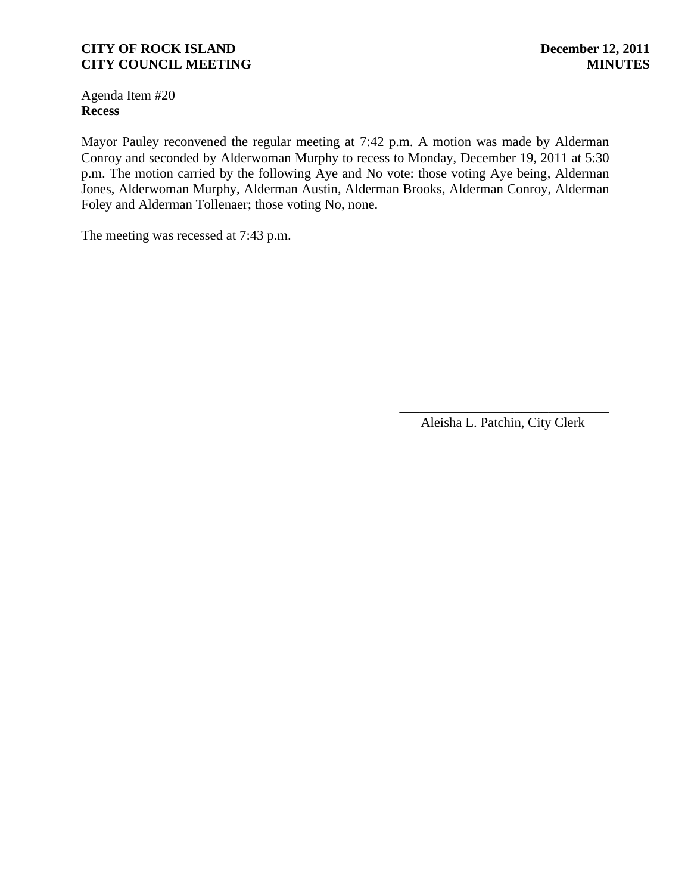Agenda Item #20
**Recess**

Mayor Pauley reconvened the regular meeting at 7:42 p.m. A motion was made by Alderman Conroy and seconded by Alderwoman Murphy to recess to Monday, December 19, 2011 at 5:30 p.m. The motion carried by the following Aye and No vote: those voting Aye being, Alderman Jones, Alderwoman Murphy, Alderman Austin, Alderman Brooks, Alderman Conroy, Alderman Foley and Alderman Tollenaer; those voting No, none.

The meeting was recessed at 7:43 p.m.

\_\_\_\_\_\_\_\_\_\_\_\_\_\_\_\_\_\_\_\_\_\_\_\_\_\_\_\_\_\_\_\_

Aleisha L. Patchin, City Clerk